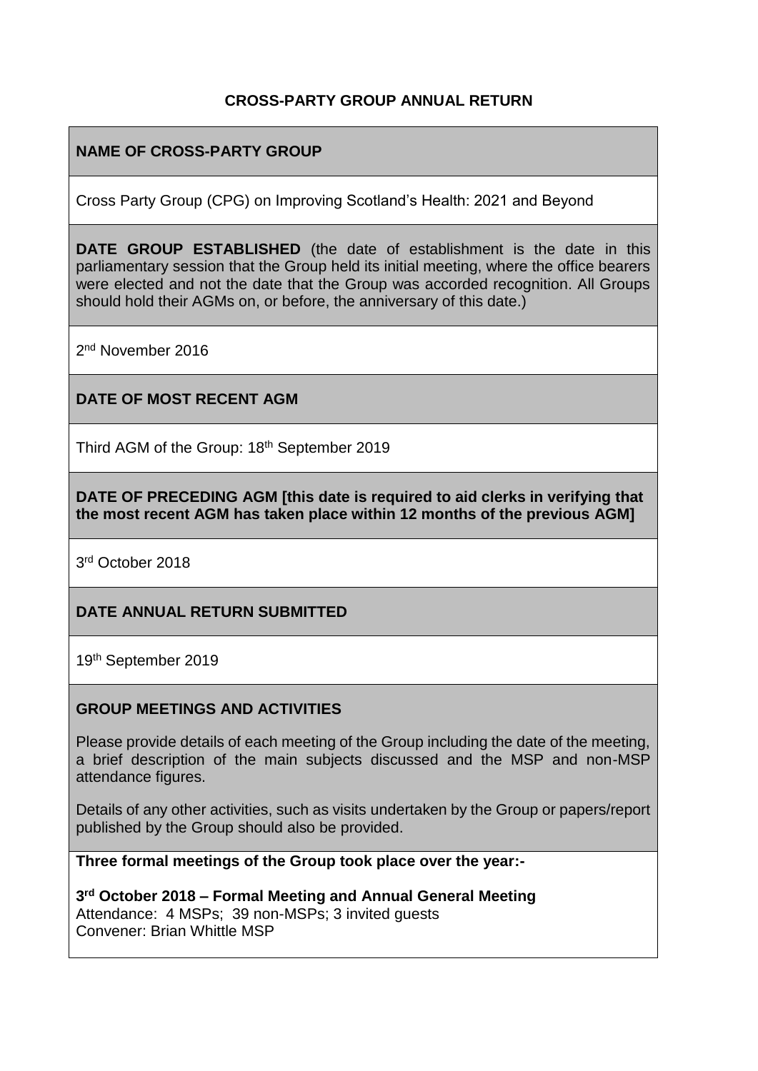# CROSS-PARTY GROUP ANNUAL RETURN

## NAME OF CROSS-PARTY GROUP

Cross Party Group (CPG) on Improving Scotland's Health: 2021 and Beyond

**DATE GROUP ESTABLISHED** (the date of establishment is the date in this parliamentary session that the Group held its initial meeting, where the office bearers were elected and not the date that the Group was accorded recognition. All Groups should hold their AGMs on, or before, the anniversary of this date.)

2nd November 2016

## DATE OF MOST RECENT AGM

Third AGM of the Group: 18th September 2019

**DATE OF PRECEDING AGM [this date is required to aid clerks in verifying that the most recent AGM has taken place within 12 months of the previous AGM]**

3rd October 2018

## DATE ANNUAL RETURN SUBMITTED

19th September 2019

## GROUP MEETINGS AND ACTIVITIES

Please provide details of each meeting of the Group including the date of the meeting, a brief description of the main subjects discussed and the MSP and non-MSP attendance figures.

Details of any other activities, such as visits undertaken by the Group or papers/report published by the Group should also be provided.

**Three formal meetings of the Group took place over the year:-**

**3rd October 2018 – Formal Meeting and Annual General Meeting**
Attendance: 4 MSPs; 39 non-MSPs; 3 invited guests
Convener: Brian Whittle MSP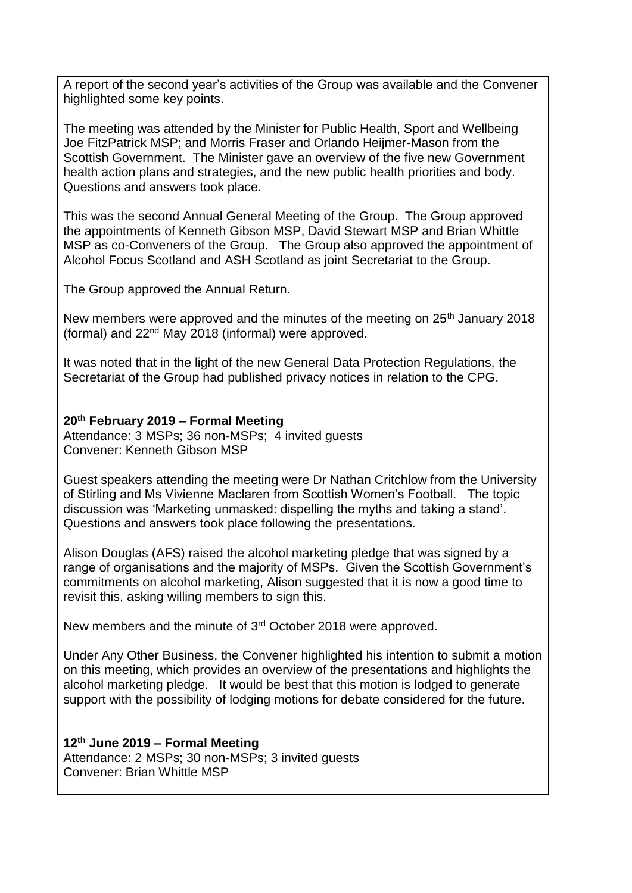A report of the second year's activities of the Group was available and the Convener highlighted some key points.

The meeting was attended by the Minister for Public Health, Sport and Wellbeing Joe FitzPatrick MSP; and Morris Fraser and Orlando Heijmer-Mason from the Scottish Government. The Minister gave an overview of the five new Government health action plans and strategies, and the new public health priorities and body. Questions and answers took place.

This was the second Annual General Meeting of the Group. The Group approved the appointments of Kenneth Gibson MSP, David Stewart MSP and Brian Whittle MSP as co-Conveners of the Group. The Group also approved the appointment of Alcohol Focus Scotland and ASH Scotland as joint Secretariat to the Group.

The Group approved the Annual Return.

New members were approved and the minutes of the meeting on 25th January 2018 (formal) and 22nd May 2018 (informal) were approved.

It was noted that in the light of the new General Data Protection Regulations, the Secretariat of the Group had published privacy notices in relation to the CPG.

**20th February 2019 – Formal Meeting**
Attendance: 3 MSPs; 36 non-MSPs; 4 invited guests
Convener: Kenneth Gibson MSP

Guest speakers attending the meeting were Dr Nathan Critchlow from the University of Stirling and Ms Vivienne Maclaren from Scottish Women's Football. The topic discussion was 'Marketing unmasked: dispelling the myths and taking a stand'. Questions and answers took place following the presentations.

Alison Douglas (AFS) raised the alcohol marketing pledge that was signed by a range of organisations and the majority of MSPs. Given the Scottish Government's commitments on alcohol marketing, Alison suggested that it is now a good time to revisit this, asking willing members to sign this.

New members and the minute of 3rd October 2018 were approved.

Under Any Other Business, the Convener highlighted his intention to submit a motion on this meeting, which provides an overview of the presentations and highlights the alcohol marketing pledge. It would be best that this motion is lodged to generate support with the possibility of lodging motions for debate considered for the future.

**12th June 2019 – Formal Meeting**
Attendance: 2 MSPs; 30 non-MSPs; 3 invited guests
Convener: Brian Whittle MSP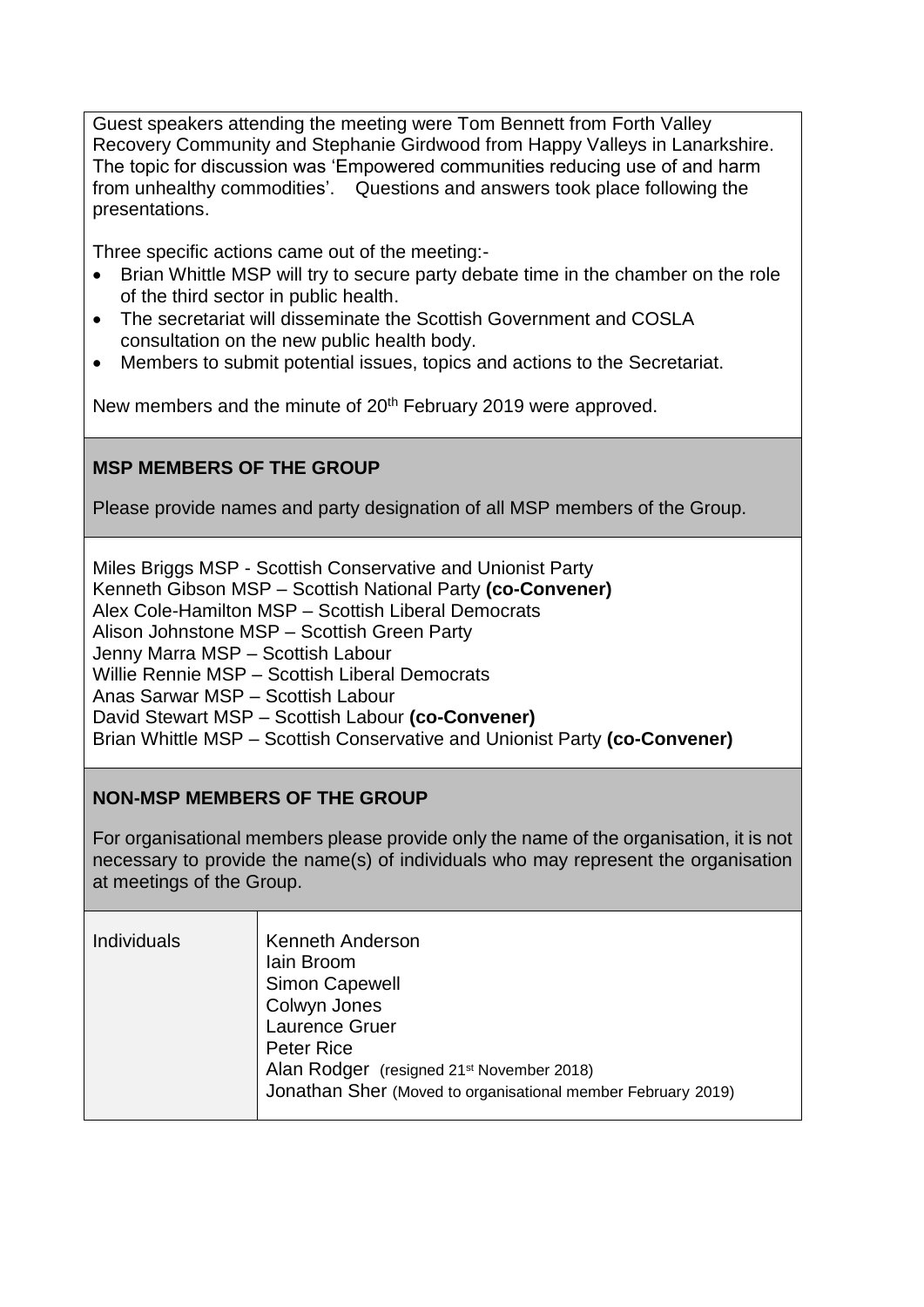Guest speakers attending the meeting were Tom Bennett from Forth Valley Recovery Community and Stephanie Girdwood from Happy Valleys in Lanarkshire. The topic for discussion was 'Empowered communities reducing use of and harm from unhealthy commodities'. Questions and answers took place following the presentations.

Three specific actions came out of the meeting:-

- Brian Whittle MSP will try to secure party debate time in the chamber on the role of the third sector in public health.
- The secretariat will disseminate the Scottish Government and COSLA consultation on the new public health body.
- Members to submit potential issues, topics and actions to the Secretariat.

New members and the minute of 20th February 2019 were approved.

## MSP MEMBERS OF THE GROUP

Please provide names and party designation of all MSP members of the Group.

Miles Briggs MSP - Scottish Conservative and Unionist Party
Kenneth Gibson MSP – Scottish National Party **(co-Convener)**
Alex Cole-Hamilton MSP – Scottish Liberal Democrats
Alison Johnstone MSP – Scottish Green Party
Jenny Marra MSP – Scottish Labour
Willie Rennie MSP – Scottish Liberal Democrats
Anas Sarwar MSP – Scottish Labour
David Stewart MSP – Scottish Labour **(co-Convener)**
Brian Whittle MSP – Scottish Conservative and Unionist Party **(co-Convener)**

## NON-MSP MEMBERS OF THE GROUP

For organisational members please provide only the name of the organisation, it is not necessary to provide the name(s) of individuals who may represent the organisation at meetings of the Group.

| Individuals | Kenneth Anderson<br>Iain Broom<br>Simon Capewell<br>Colwyn Jones<br>Laurence Gruer<br>Peter Rice<br>Alan Rodger (resigned 21st November 2018)<br>Jonathan Sher (Moved to organisational member February 2019) |
|---|---|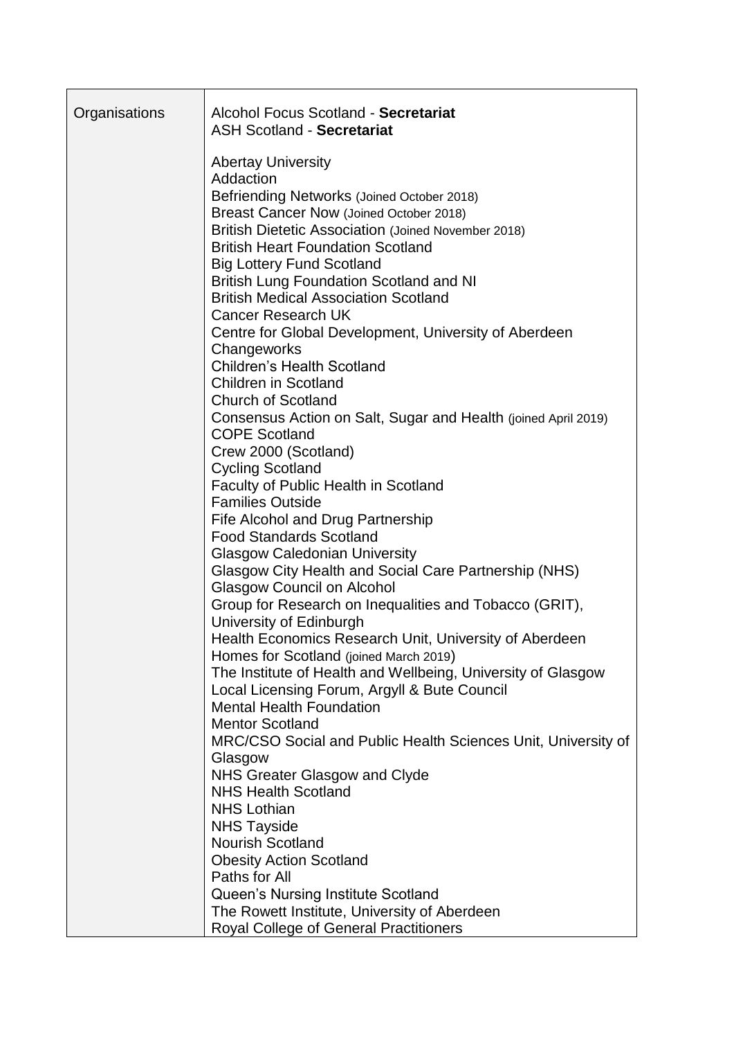| Organisations | Alcohol Focus Scotland - **Secretariat**<br>ASH Scotland - **Secretariat**<br><br>Abertay University<br>Addaction<br>Befriending Networks (Joined October 2018)<br>Breast Cancer Now (Joined October 2018)<br>British Dietetic Association (Joined November 2018)<br>British Heart Foundation Scotland<br>Big Lottery Fund Scotland<br>British Lung Foundation Scotland and NI<br>British Medical Association Scotland<br>Cancer Research UK<br>Centre for Global Development, University of Aberdeen<br>Changeworks<br>Children's Health Scotland<br>Children in Scotland<br>Church of Scotland<br>Consensus Action on Salt, Sugar and Health (joined April 2019)<br>COPE Scotland<br>Crew 2000 (Scotland)<br>Cycling Scotland<br>Faculty of Public Health in Scotland<br>Families Outside<br>Fife Alcohol and Drug Partnership<br>Food Standards Scotland<br>Glasgow Caledonian University<br>Glasgow City Health and Social Care Partnership (NHS)<br>Glasgow Council on Alcohol<br>Group for Research on Inequalities and Tobacco (GRIT), University of Edinburgh<br>Health Economics Research Unit, University of Aberdeen<br>Homes for Scotland (joined March 2019)<br>The Institute of Health and Wellbeing, University of Glasgow<br>Local Licensing Forum, Argyll & Bute Council<br>Mental Health Foundation<br>Mentor Scotland<br>MRC/CSO Social and Public Health Sciences Unit, University of Glasgow<br>NHS Greater Glasgow and Clyde<br>NHS Health Scotland<br>NHS Lothian<br>NHS Tayside<br>Nourish Scotland<br>Obesity Action Scotland<br>Paths for All<br>Queen's Nursing Institute Scotland<br>The Rowett Institute, University of Aberdeen<br>Royal College of General Practitioners |
|---|---|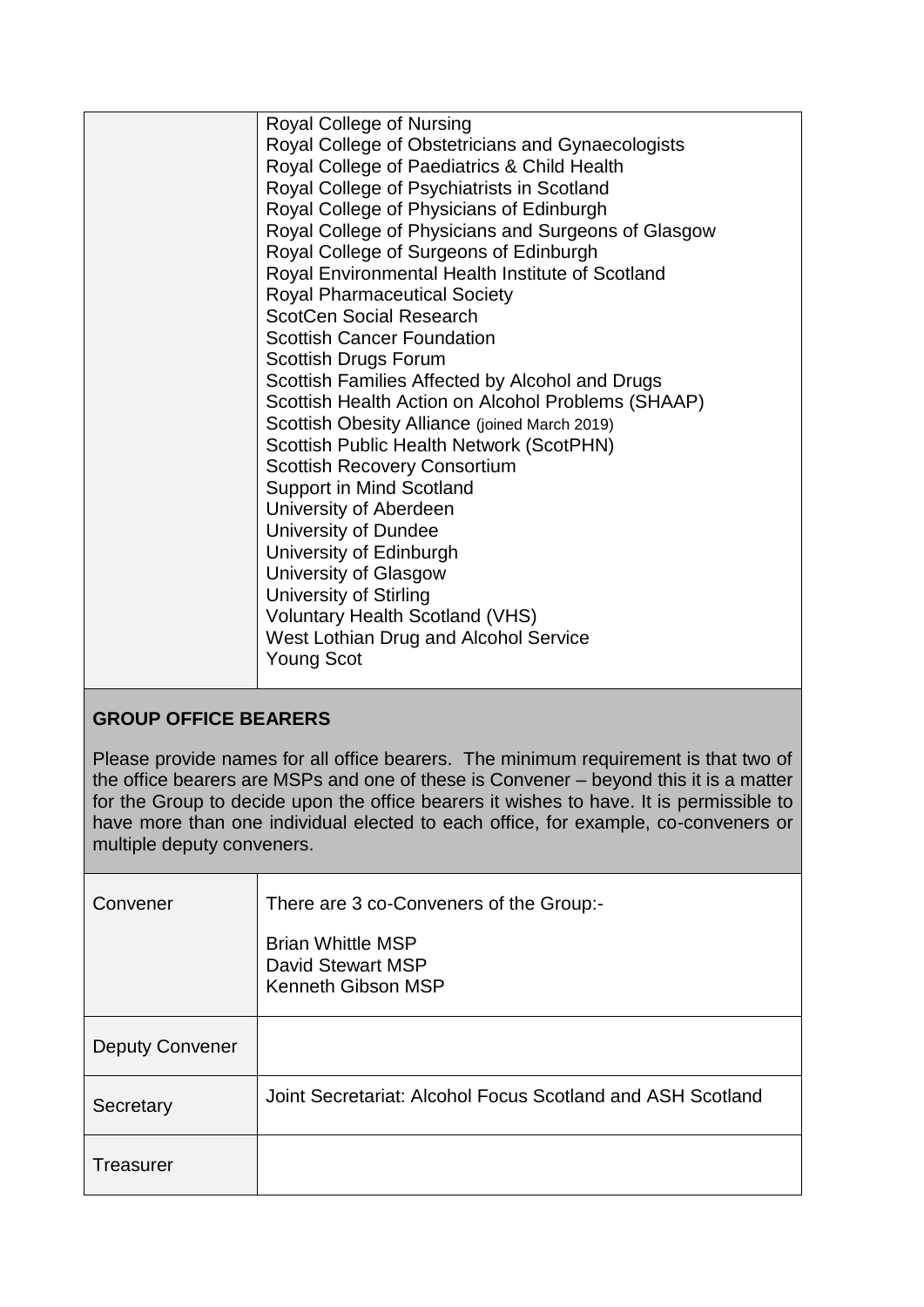| | |
|---|---|
| | Royal College of Nursing<br>Royal College of Obstetricians and Gynaecologists<br>Royal College of Paediatrics & Child Health<br>Royal College of Psychiatrists in Scotland<br>Royal College of Physicians of Edinburgh<br>Royal College of Physicians and Surgeons of Glasgow<br>Royal College of Surgeons of Edinburgh<br>Royal Environmental Health Institute of Scotland<br>Royal Pharmaceutical Society<br>ScotCen Social Research<br>Scottish Cancer Foundation<br>Scottish Drugs Forum<br>Scottish Families Affected by Alcohol and Drugs<br>Scottish Health Action on Alcohol Problems (SHAAP)<br>Scottish Obesity Alliance (joined March 2019)<br>Scottish Public Health Network (ScotPHN)<br>Scottish Recovery Consortium<br>Support in Mind Scotland<br>University of Aberdeen<br>University of Dundee<br>University of Edinburgh<br>University of Glasgow<br>University of Stirling<br>Voluntary Health Scotland (VHS)<br>West Lothian Drug and Alcohol Service<br>Young Scot |

**GROUP OFFICE BEARERS**

Please provide names for all office bearers. The minimum requirement is that two of the office bearers are MSPs and one of these is Convener – beyond this it is a matter for the Group to decide upon the office bearers it wishes to have. It is permissible to have more than one individual elected to each office, for example, co-conveners or multiple deputy conveners.

| | |
|---|---|
| Convener | There are 3 co-Conveners of the Group:-<br><br>Brian Whittle MSP<br>David Stewart MSP<br>Kenneth Gibson MSP |
| Deputy Convener | |
| Secretary | Joint Secretariat: Alcohol Focus Scotland and ASH Scotland |
| Treasurer | |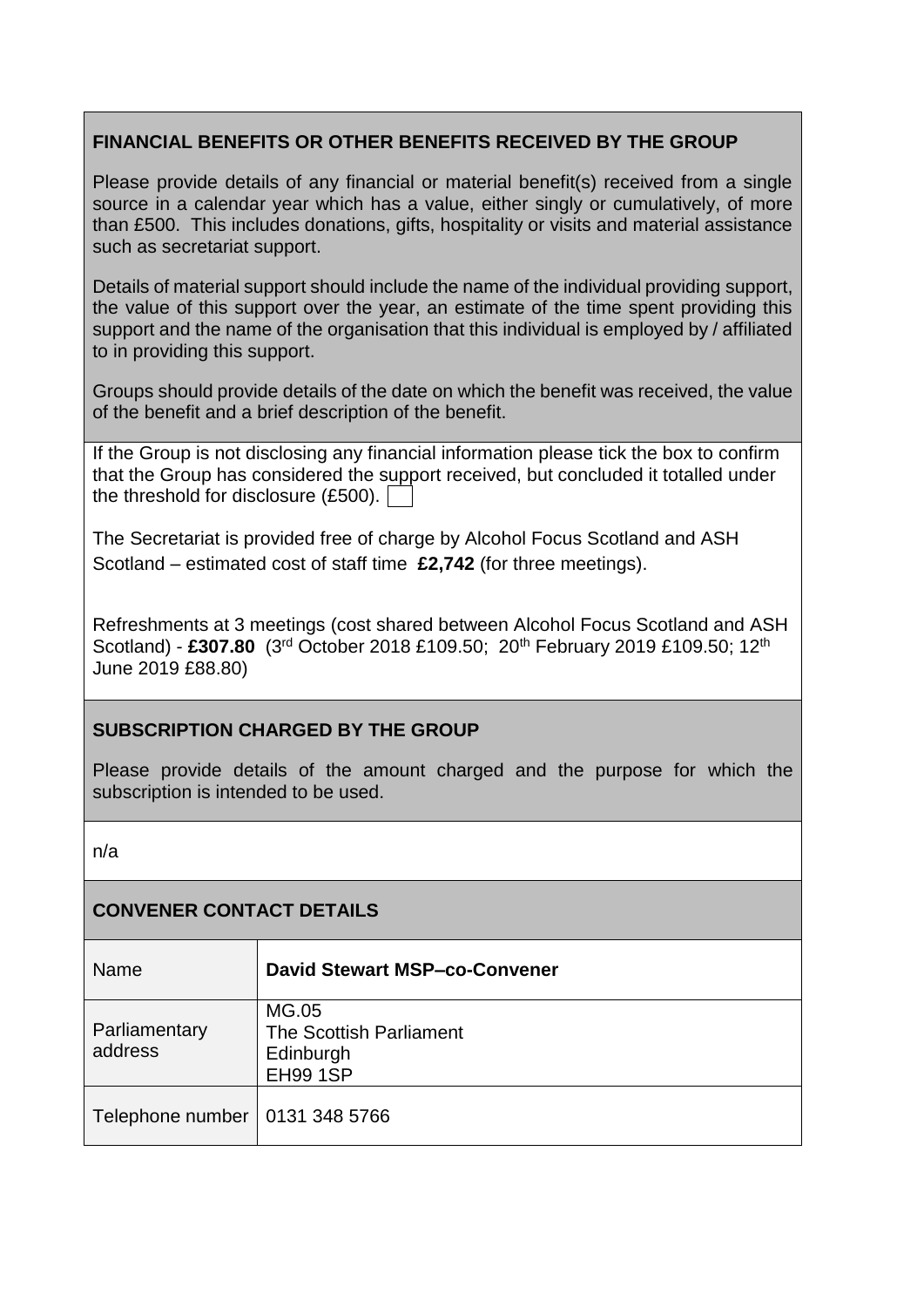**FINANCIAL BENEFITS OR OTHER BENEFITS RECEIVED BY THE GROUP**

Please provide details of any financial or material benefit(s) received from a single source in a calendar year which has a value, either singly or cumulatively, of more than £500. This includes donations, gifts, hospitality or visits and material assistance such as secretariat support.

Details of material support should include the name of the individual providing support, the value of this support over the year, an estimate of the time spent providing this support and the name of the organisation that this individual is employed by / affiliated to in providing this support.

Groups should provide details of the date on which the benefit was received, the value of the benefit and a brief description of the benefit.

If the Group is not disclosing any financial information please tick the box to confirm that the Group has considered the support received, but concluded it totalled under the threshold for disclosure (£500). ☐

The Secretariat is provided free of charge by Alcohol Focus Scotland and ASH Scotland – estimated cost of staff time **£2,742** (for three meetings).

Refreshments at 3 meetings (cost shared between Alcohol Focus Scotland and ASH Scotland) - **£307.80** (3rd October 2018 £109.50; 20th February 2019 £109.50; 12th June 2019 £88.80)

**SUBSCRIPTION CHARGED BY THE GROUP**

Please provide details of the amount charged and the purpose for which the subscription is intended to be used.

n/a

**CONVENER CONTACT DETAILS**

| | |
|---|---|
| Name | **David Stewart MSP–co-Convener** |
| Parliamentary address | MG.05<br>The Scottish Parliament<br>Edinburgh<br>EH99 1SP |
| Telephone number | 0131 348 5766 |